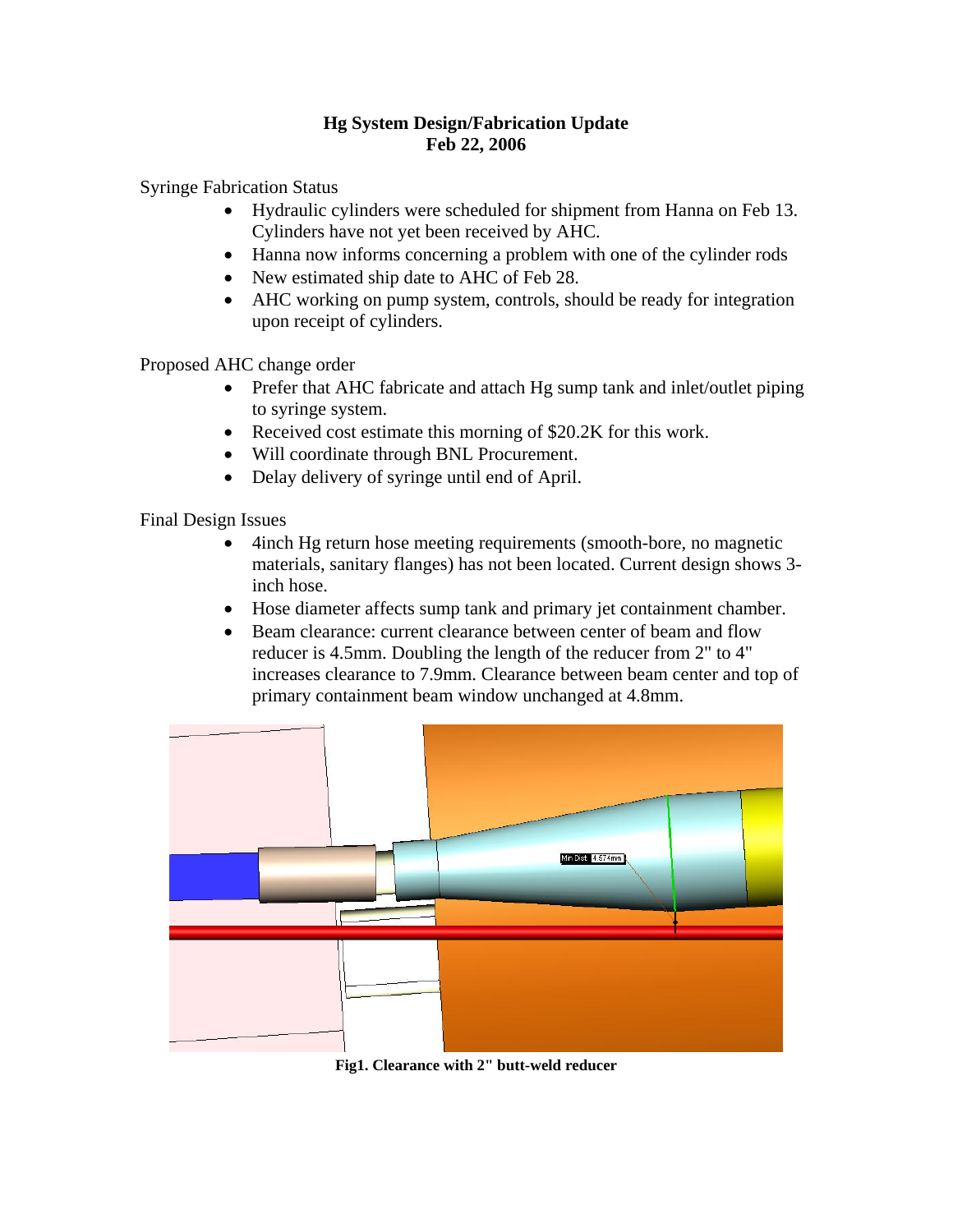# Hg System Design/Fabrication Update
## Feb 22, 2006

Syringe Fabrication Status

- Hydraulic cylinders were scheduled for shipment from Hanna on Feb 13. Cylinders have not yet been received by AHC.
- Hanna now informs concerning a problem with one of the cylinder rods
- New estimated ship date to AHC of Feb 28.
- AHC working on pump system, controls, should be ready for integration upon receipt of cylinders.

Proposed AHC change order

- Prefer that AHC fabricate and attach Hg sump tank and inlet/outlet piping to syringe system.
- Received cost estimate this morning of $20.2K for this work.
- Will coordinate through BNL Procurement.
- Delay delivery of syringe until end of April.

Final Design Issues

- 4inch Hg return hose meeting requirements (smooth-bore, no magnetic materials, sanitary flanges) has not been located. Current design shows 3-inch hose.
- Hose diameter affects sump tank and primary jet containment chamber.
- Beam clearance: current clearance between center of beam and flow reducer is 4.5mm. Doubling the length of the reducer from 2" to 4" increases clearance to 7.9mm. Clearance between beam center and top of primary containment beam window unchanged at 4.8mm.

**Fig1. Clearance with 2" butt-weld reducer**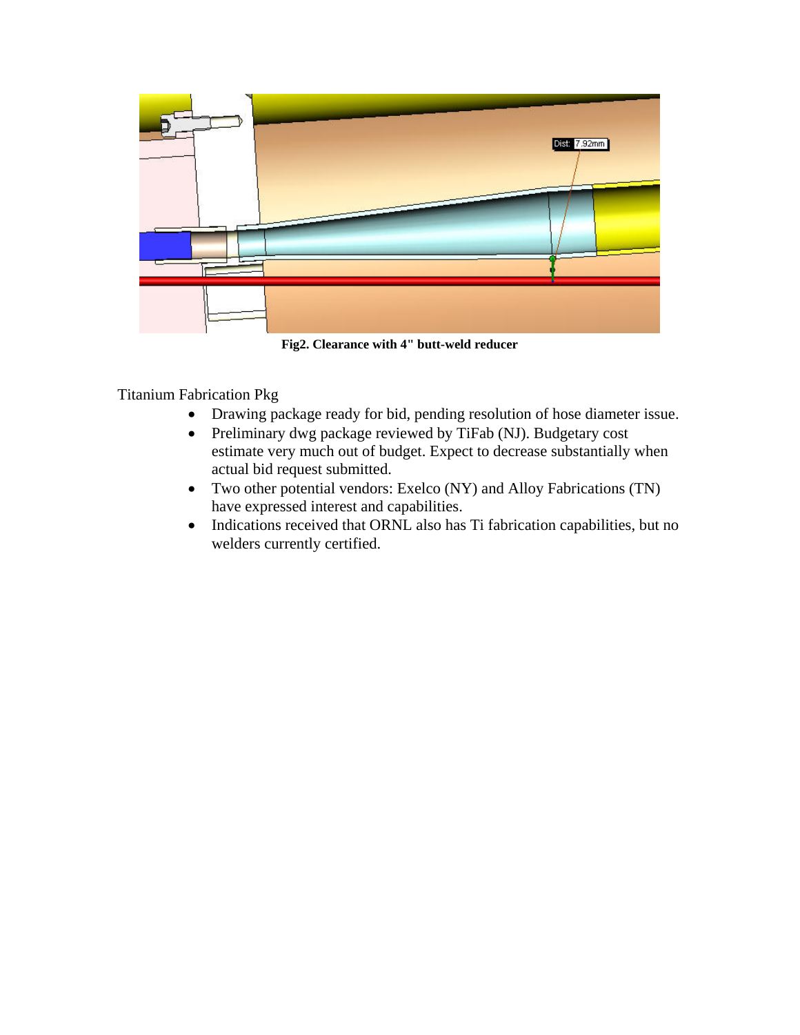Dist: 7.92mm

**Fig2. Clearance with 4" butt-weld reducer**

Titanium Fabrication Pkg

- Drawing package ready for bid, pending resolution of hose diameter issue.
- Preliminary dwg package reviewed by TiFab (NJ). Budgetary cost estimate very much out of budget. Expect to decrease substantially when actual bid request submitted.
- Two other potential vendors: Exelco (NY) and Alloy Fabrications (TN) have expressed interest and capabilities.
- Indications received that ORNL also has Ti fabrication capabilities, but no welders currently certified.